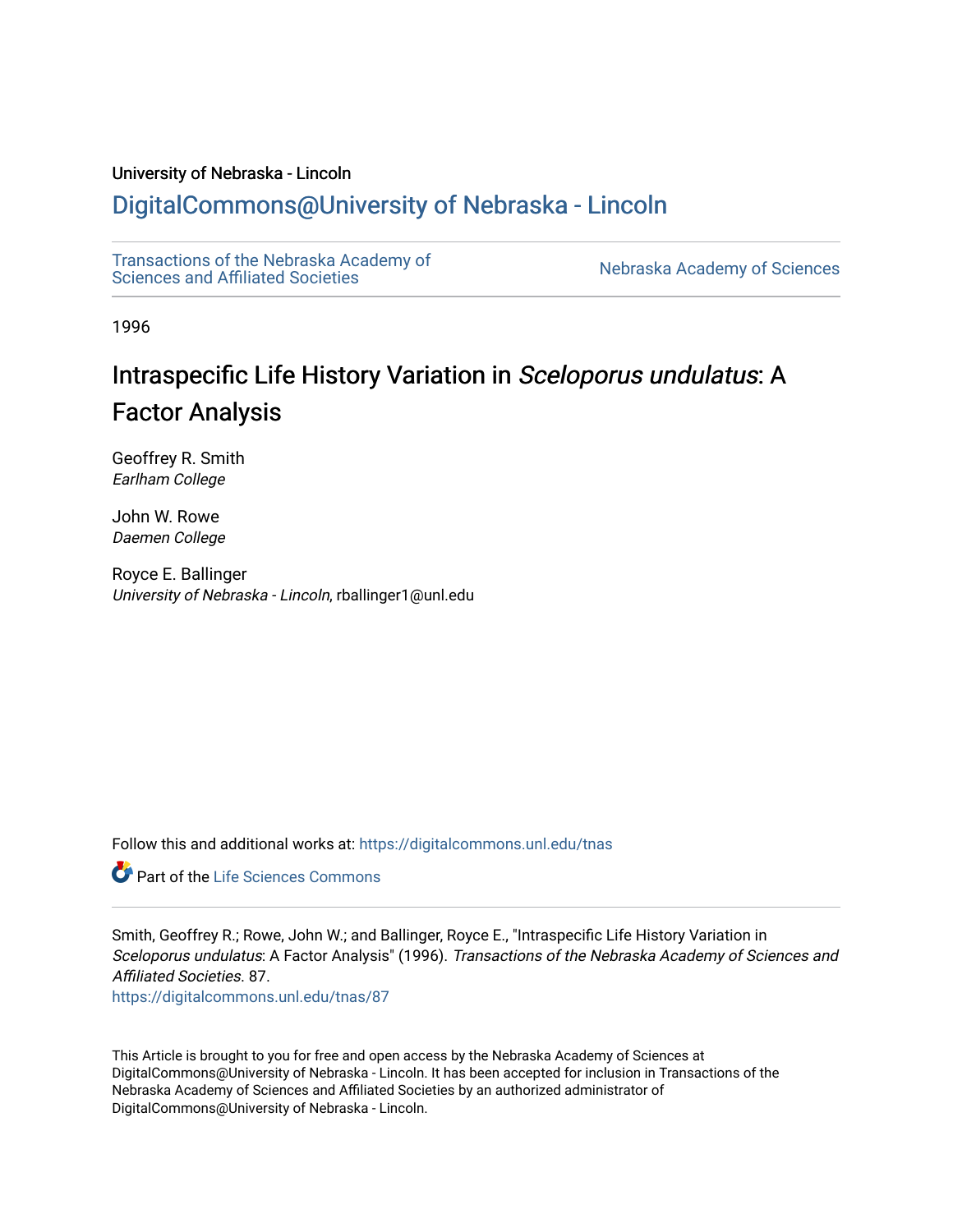University of Nebraska - Lincoln

# DigitalCommons@University of Nebraska - Lincoln

Transactions of the Nebraska Academy of Sciences and Affiliated Societies

Nebraska Academy of Sciences

1996

# Intraspecific Life History Variation in *Sceloporus undulatus*: A Factor Analysis

Geoffrey R. Smith
*Earlham College*

John W. Rowe
*Daemen College*

Royce E. Ballinger
*University of Nebraska - Lincoln*, rballinger1@unl.edu

Follow this and additional works at: https://digitalcommons.unl.edu/tnas

Part of the Life Sciences Commons

Smith, Geoffrey R.; Rowe, John W.; and Ballinger, Royce E., "Intraspecific Life History Variation in *Sceloporus undulatus*: A Factor Analysis" (1996). *Transactions of the Nebraska Academy of Sciences and Affiliated Societies*. 87.
https://digitalcommons.unl.edu/tnas/87

This Article is brought to you for free and open access by the Nebraska Academy of Sciences at DigitalCommons@University of Nebraska - Lincoln. It has been accepted for inclusion in Transactions of the Nebraska Academy of Sciences and Affiliated Societies by an authorized administrator of DigitalCommons@University of Nebraska - Lincoln.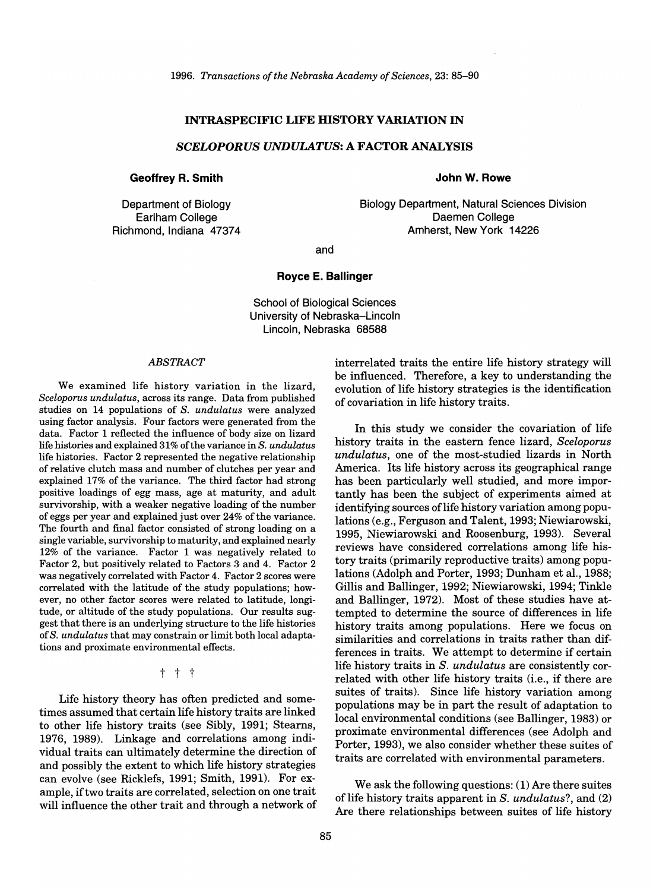# INTRASPECIFIC LIFE HISTORY VARIATION IN

# *SCELOPORUS UNDULATUS*: A FACTOR ANALYSIS

**Geoffrey R. Smith**

Department of Biology
Earlham College
Richmond, Indiana 47374

**John W. Rowe**

Biology Department, Natural Sciences Division
Daemen College
Amherst, New York 14226

and

**Royce E. Ballinger**

School of Biological Sciences
University of Nebraska–Lincoln
Lincoln, Nebraska 68588

## *ABSTRACT*

We examined life history variation in the lizard, *Sceloporus undulatus*, across its range. Data from published studies on 14 populations of *S. undulatus* were analyzed using factor analysis. Four factors were generated from the data. Factor 1 reflected the influence of body size on lizard life histories and explained 31% of the variance in *S. undulatus* life histories. Factor 2 represented the negative relationship of relative clutch mass and number of clutches per year and explained 17% of the variance. The third factor had strong positive loadings of egg mass, age at maturity, and adult survivorship, with a weaker negative loading of the number of eggs per year and explained just over 24% of the variance. The fourth and final factor consisted of strong loading on a single variable, survivorship to maturity, and explained nearly 12% of the variance. Factor 1 was negatively related to Factor 2, but positively related to Factors 3 and 4. Factor 2 was negatively correlated with Factor 4. Factor 2 scores were correlated with the latitude of the study populations; however, no other factor scores were related to latitude, longitude, or altitude of the study populations. Our results suggest that there is an underlying structure to the life histories of *S. undulatus* that may constrain or limit both local adaptations and proximate environmental effects.

† † †

Life history theory has often predicted and sometimes assumed that certain life history traits are linked to other life history traits (see Sibly, 1991; Stearns, 1976, 1989). Linkage and correlations among individual traits can ultimately determine the direction of and possibly the extent to which life history strategies can evolve (see Ricklefs, 1991; Smith, 1991). For example, if two traits are correlated, selection on one trait will influence the other trait and through a network of interrelated traits the entire life history strategy will be influenced. Therefore, a key to understanding the evolution of life history strategies is the identification of covariation in life history traits.

In this study we consider the covariation of life history traits in the eastern fence lizard, *Sceloporus undulatus*, one of the most-studied lizards in North America. Its life history across its geographical range has been particularly well studied, and more importantly has been the subject of experiments aimed at identifying sources of life history variation among populations (e.g., Ferguson and Talent, 1993; Niewiarowski, 1995, Niewiarowski and Roosenburg, 1993). Several reviews have considered correlations among life history traits (primarily reproductive traits) among populations (Adolph and Porter, 1993; Dunham et al., 1988; Gillis and Ballinger, 1992; Niewiarowski, 1994; Tinkle and Ballinger, 1972). Most of these studies have attempted to determine the source of differences in life history traits among populations. Here we focus on similarities and correlations in traits rather than differences in traits. We attempt to determine if certain life history traits in *S. undulatus* are consistently correlated with other life history traits (i.e., if there are suites of traits). Since life history variation among populations may be in part the result of adaptation to local environmental conditions (see Ballinger, 1983) or proximate environmental differences (see Adolph and Porter, 1993), we also consider whether these suites of traits are correlated with environmental parameters.

We ask the following questions: (1) Are there suites of life history traits apparent in *S. undulatus*?, and (2) Are there relationships between suites of life history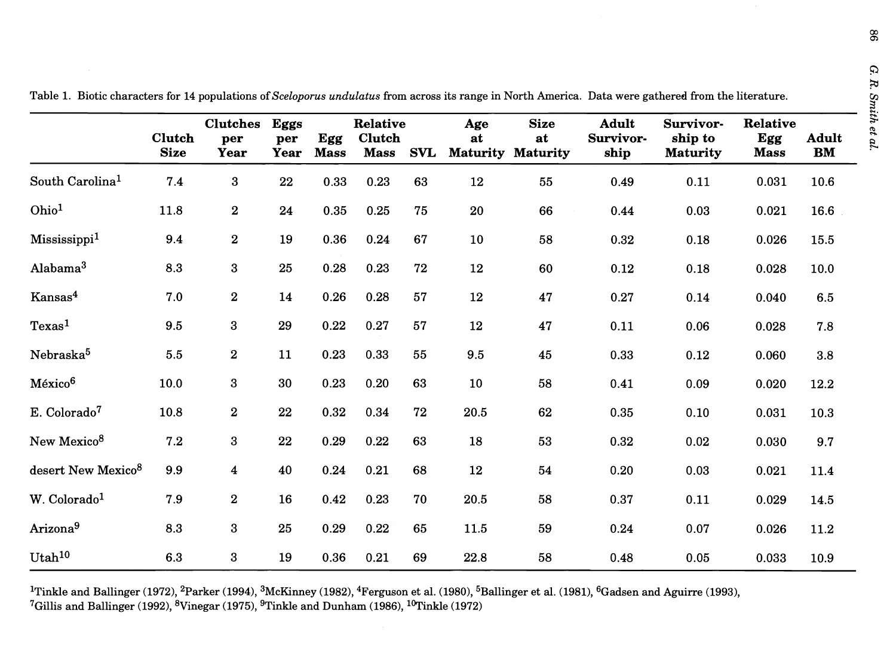Table 1. Biotic characters for 14 populations of *Sceloporus undulatus* from across its range in North America. Data were gathered from the literature.

| | Clutch Size | Clutches per Year | Eggs per Year | Egg Mass | Relative Clutch Mass | SVL | Age at Maturity | Size at Maturity | Adult Survivor-ship | Survivor-ship to Maturity | Relative Egg Mass | Adult BM |
|---|---|---|---|---|---|---|---|---|---|---|---|---|
| South Carolina[1] | 7.4 | 3 | 22 | 0.33 | 0.23 | 63 | 12 | 55 | 0.49 | 0.11 | 0.031 | 10.6 |
| Ohio[1] | 11.8 | 2 | 24 | 0.35 | 0.25 | 75 | 20 | 66 | 0.44 | 0.03 | 0.021 | 16.6 |
| Mississippi[1] | 9.4 | 2 | 19 | 0.36 | 0.24 | 67 | 10 | 58 | 0.32 | 0.18 | 0.026 | 15.5 |
| Alabama[3] | 8.3 | 3 | 25 | 0.28 | 0.23 | 72 | 12 | 60 | 0.12 | 0.18 | 0.028 | 10.0 |
| Kansas[4] | 7.0 | 2 | 14 | 0.26 | 0.28 | 57 | 12 | 47 | 0.27 | 0.14 | 0.040 | 6.5 |
| Texas[1] | 9.5 | 3 | 29 | 0.22 | 0.27 | 57 | 12 | 47 | 0.11 | 0.06 | 0.028 | 7.8 |
| Nebraska[5] | 5.5 | 2 | 11 | 0.23 | 0.33 | 55 | 9.5 | 45 | 0.33 | 0.12 | 0.060 | 3.8 |
| México[6] | 10.0 | 3 | 30 | 0.23 | 0.20 | 63 | 10 | 58 | 0.41 | 0.09 | 0.020 | 12.2 |
| E. Colorado[7] | 10.8 | 2 | 22 | 0.32 | 0.34 | 72 | 20.5 | 62 | 0.35 | 0.10 | 0.031 | 10.3 |
| New Mexico[8] | 7.2 | 3 | 22 | 0.29 | 0.22 | 63 | 18 | 53 | 0.32 | 0.02 | 0.030 | 9.7 |
| desert New Mexico[8] | 9.9 | 4 | 40 | 0.24 | 0.21 | 68 | 12 | 54 | 0.20 | 0.03 | 0.021 | 11.4 |
| W. Colorado[1] | 7.9 | 2 | 16 | 0.42 | 0.23 | 70 | 20.5 | 58 | 0.37 | 0.11 | 0.029 | 14.5 |
| Arizona[9] | 8.3 | 3 | 25 | 0.29 | 0.22 | 65 | 11.5 | 59 | 0.24 | 0.07 | 0.026 | 11.2 |
| Utah[10] | 6.3 | 3 | 19 | 0.36 | 0.21 | 69 | 22.8 | 58 | 0.48 | 0.05 | 0.033 | 10.9 |

[1]Tinkle and Ballinger (1972), [2]Parker (1994), [3]McKinney (1982), [4]Ferguson et al. (1980), [5]Ballinger et al. (1981), [6]Gadsen and Aguirre (1993), [7]Gillis and Ballinger (1992), [8]Vinegar (1975), [9]Tinkle and Dunham (1986), [10]Tinkle (1972)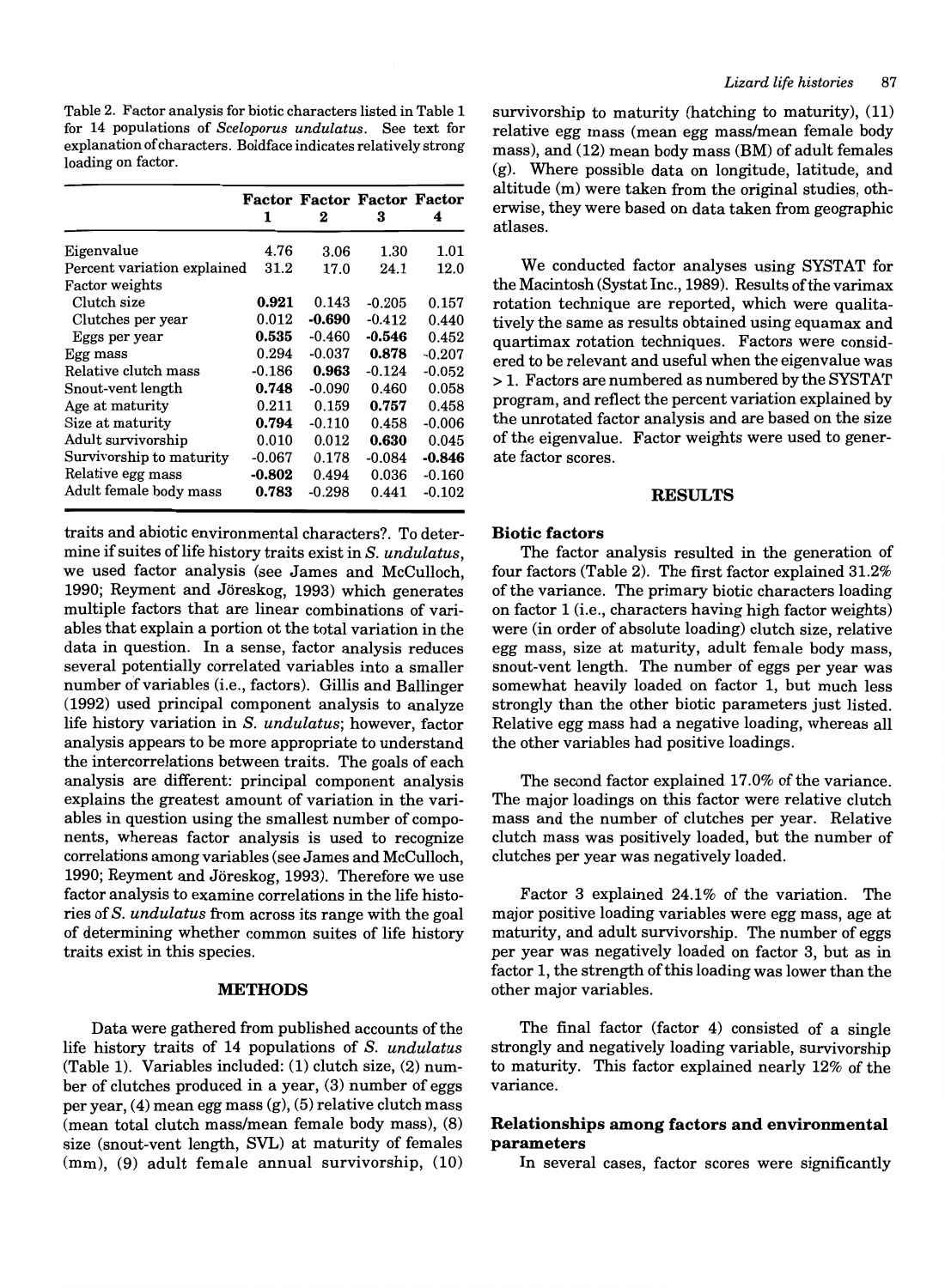Table 2. Factor analysis for biotic characters listed in Table 1 for 14 populations of *Sceloporus undulatus*. See text for explanation of characters. Boldface indicates relatively strong loading on factor.

| | Factor 1 | Factor 2 | Factor 3 | Factor 4 |
|---|---|---|---|---|
| Eigenvalue | 4.76 | 3.06 | 1.30 | 1.01 |
| Percent variation explained | 31.2 | 17.0 | 24.1 | 12.0 |
| Factor weights | | | | |
| Clutch size | **0.921** | 0.143 | -0.205 | 0.157 |
| Clutches per year | 0.012 | **-0.690** | -0.412 | 0.440 |
| Eggs per year | **0.535** | -0.460 | **-0.546** | 0.452 |
| Egg mass | 0.294 | -0.037 | **0.878** | -0.207 |
| Relative clutch mass | -0.186 | **0.963** | -0.124 | -0.052 |
| Snout-vent length | **0.748** | -0.090 | 0.460 | 0.058 |
| Age at maturity | 0.211 | 0.159 | **0.757** | 0.458 |
| Size at maturity | **0.794** | -0.110 | 0.458 | -0.006 |
| Adult survivorship | 0.010 | 0.012 | **0.630** | 0.045 |
| Survivorship to maturity | -0.067 | 0.178 | -0.084 | **-0.846** |
| Relative egg mass | **-0.802** | 0.494 | 0.036 | -0.160 |
| Adult female body mass | **0.783** | -0.298 | 0.441 | -0.102 |

traits and abiotic environmental characters?. To determine if suites of life history traits exist in *S. undulatus*, we used factor analysis (see James and McCulloch, 1990; Reyment and Jöreskog, 1993) which generates multiple factors that are linear combinations of variables that explain a portion ot the total variation in the data in question. In a sense, factor analysis reduces several potentially correlated variables into a smaller number of variables (i.e., factors). Gillis and Ballinger (1992) used principal component analysis to analyze life history variation in *S. undulatus*; however, factor analysis appears to be more appropriate to understand the intercorrelations between traits. The goals of each analysis are different: principal component analysis explains the greatest amount of variation in the variables in question using the smallest number of components, whereas factor analysis is used to recognize correlations among variables (see James and McCulloch, 1990; Reyment and Jöreskog, 1993). Therefore we use factor analysis to examine correlations in the life histories of *S. undulatus* from across its range with the goal of determining whether common suites of life history traits exist in this species.

## METHODS

Data were gathered from published accounts of the life history traits of 14 populations of *S. undulatus* (Table 1). Variables included: (1) clutch size, (2) number of clutches produced in a year, (3) number of eggs per year, (4) mean egg mass (g), (5) relative clutch mass (mean total clutch mass/mean female body mass), (8) size (snout-vent length, SVL) at maturity of females (mm), (9) adult female annual survivorship, (10) survivorship to maturity (hatching to maturity), (11) relative egg mass (mean egg mass/mean female body mass), and (12) mean body mass (BM) of adult females (g). Where possible data on longitude, latitude, and altitude (m) were taken from the original studies, otherwise, they were based on data taken from geographic atlases.

We conducted factor analyses using SYSTAT for the Macintosh (Systat Inc., 1989). Results of the varimax rotation technique are reported, which were qualitatively the same as results obtained using equamax and quartimax rotation techniques. Factors were considered to be relevant and useful when the eigenvalue was > 1. Factors are numbered as numbered by the SYSTAT program, and reflect the percent variation explained by the unrotated factor analysis and are based on the size of the eigenvalue. Factor weights were used to generate factor scores.

## RESULTS

### Biotic factors

The factor analysis resulted in the generation of four factors (Table 2). The first factor explained 31.2% of the variance. The primary biotic characters loading on factor 1 (i.e., characters having high factor weights) were (in order of absolute loading) clutch size, relative egg mass, size at maturity, adult female body mass, snout-vent length. The number of eggs per year was somewhat heavily loaded on factor 1, but much less strongly than the other biotic parameters just listed. Relative egg mass had a negative loading, whereas all the other variables had positive loadings.

The second factor explained 17.0% of the variance. The major loadings on this factor were relative clutch mass and the number of clutches per year. Relative clutch mass was positively loaded, but the number of clutches per year was negatively loaded.

Factor 3 explained 24.1% of the variation. The major positive loading variables were egg mass, age at maturity, and adult survivorship. The number of eggs per year was negatively loaded on factor 3, but as in factor 1, the strength of this loading was lower than the other major variables.

The final factor (factor 4) consisted of a single strongly and negatively loading variable, survivorship to maturity. This factor explained nearly 12% of the variance.

### Relationships among factors and environmental parameters

In several cases, factor scores were significantly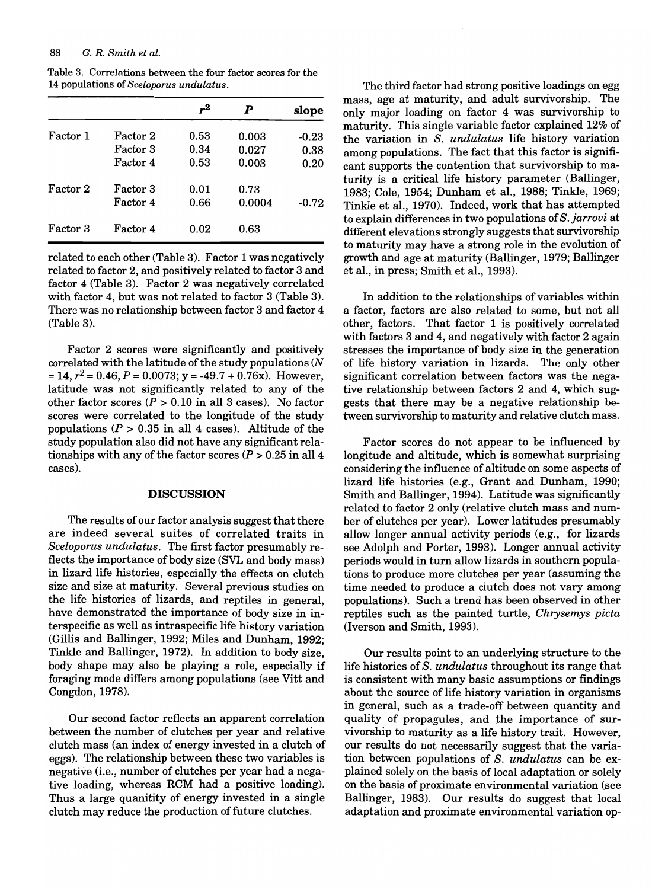Table 3. Correlations between the four factor scores for the 14 populations of *Sceloporus undulatus*.

| | | $r^2$ | $P$ | slope |
|---|---|---|---|---|
| Factor 1 | Factor 2 | 0.53 | 0.003 | -0.23 |
| | Factor 3 | 0.34 | 0.027 | 0.38 |
| | Factor 4 | 0.53 | 0.003 | 0.20 |
| Factor 2 | Factor 3 | 0.01 | 0.73 | |
| | Factor 4 | 0.66 | 0.0004 | -0.72 |
| Factor 3 | Factor 4 | 0.02 | 0.63 | |

related to each other (Table 3). Factor 1 was negatively related to factor 2, and positively related to factor 3 and factor 4 (Table 3). Factor 2 was negatively correlated with factor 4, but was not related to factor 3 (Table 3). There was no relationship between factor 3 and factor 4 (Table 3).

Factor 2 scores were significantly and positively correlated with the latitude of the study populations ($N = 14$, $r^2 = 0.46$, $P = 0.0073$; $y = -49.7 + 0.76x$). However, latitude was not significantly related to any of the other factor scores ($P > 0.10$ in all 3 cases). No factor scores were correlated to the longitude of the study populations ($P > 0.35$ in all 4 cases). Altitude of the study population also did not have any significant relationships with any of the factor scores ($P > 0.25$ in all 4 cases).

## DISCUSSION

The results of our factor analysis suggest that there are indeed several suites of correlated traits in *Sceloporus undulatus*. The first factor presumably reflects the importance of body size (SVL and body mass) in lizard life histories, especially the effects on clutch size and size at maturity. Several previous studies on the life histories of lizards, and reptiles in general, have demonstrated the importance of body size in interspecific as well as intraspecific life history variation (Gillis and Ballinger, 1992; Miles and Dunham, 1992; Tinkle and Ballinger, 1972). In addition to body size, body shape may also be playing a role, especially if foraging mode differs among populations (see Vitt and Congdon, 1978).

Our second factor reflects an apparent correlation between the number of clutches per year and relative clutch mass (an index of energy invested in a clutch of eggs). The relationship between these two variables is negative (i.e., number of clutches per year had a negative loading, whereas RCM had a positive loading). Thus a large quanitity of energy invested in a single clutch may reduce the production of future clutches.

The third factor had strong positive loadings on egg mass, age at maturity, and adult survivorship. The only major loading on factor 4 was survivorship to maturity. This single variable factor explained 12% of the variation in *S. undulatus* life history variation among populations. The fact that this factor is significant supports the contention that survivorship to maturity is a critical life history parameter (Ballinger, 1983; Cole, 1954; Dunham et al., 1988; Tinkle, 1969; Tinkle et al., 1970). Indeed, work that has attempted to explain differences in two populations of *S. jarrovi* at different elevations strongly suggests that survivorship to maturity may have a strong role in the evolution of growth and age at maturity (Ballinger, 1979; Ballinger et al., in press; Smith et al., 1993).

In addition to the relationships of variables within a factor, factors are also related to some, but not all other, factors. That factor 1 is positively correlated with factors 3 and 4, and negatively with factor 2 again stresses the importance of body size in the generation of life history variation in lizards. The only other significant correlation between factors was the negative relationship between factors 2 and 4, which suggests that there may be a negative relationship between survivorship to maturity and relative clutch mass.

Factor scores do not appear to be influenced by longitude and altitude, which is somewhat surprising considering the influence of altitude on some aspects of lizard life histories (e.g., Grant and Dunham, 1990; Smith and Ballinger, 1994). Latitude was significantly related to factor 2 only (relative clutch mass and number of clutches per year). Lower latitudes presumably allow longer annual activity periods (e.g., for lizards see Adolph and Porter, 1993). Longer annual activity periods would in turn allow lizards in southern populations to produce more clutches per year (assuming the time needed to produce a clutch does not vary among populations). Such a trend has been observed in other reptiles such as the painted turtle, *Chrysemys picta* (Iverson and Smith, 1993).

Our results point to an underlying structure to the life histories of *S. undulatus* throughout its range that is consistent with many basic assumptions or findings about the source of life history variation in organisms in general, such as a trade-off between quantity and quality of propagules, and the importance of survivorship to maturity as a life history trait. However, our results do not necessarily suggest that the variation between populations of *S. undulatus* can be explained solely on the basis of local adaptation or solely on the basis of proximate environmental variation (see Ballinger, 1983). Our results do suggest that local adaptation and proximate environmental variation op-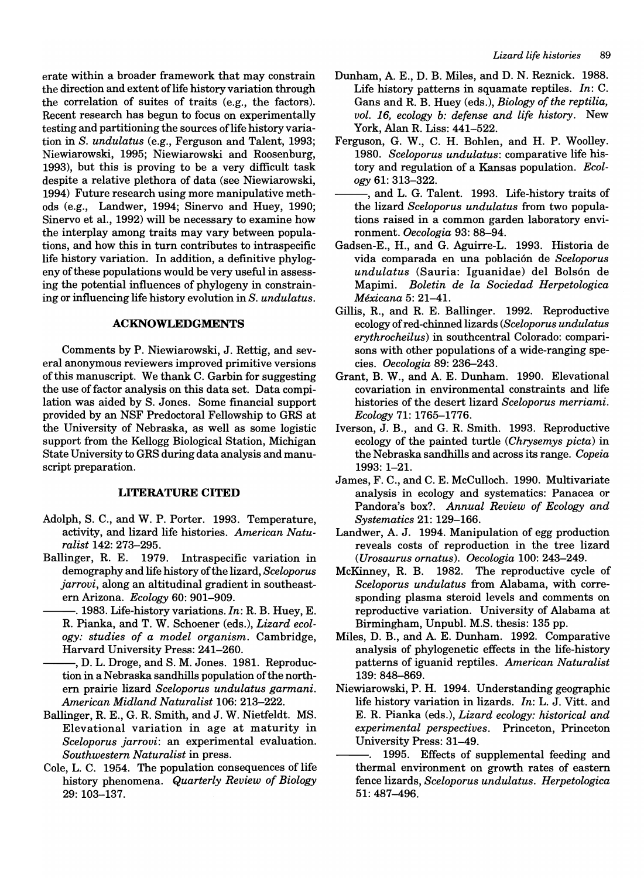erate within a broader framework that may constrain the direction and extent of life history variation through the correlation of suites of traits (e.g., the factors). Recent research has begun to focus on experimentally testing and partitioning the sources of life history variation in *S. undulatus* (e.g., Ferguson and Talent, 1993; Niewiarowski, 1995; Niewiarowski and Roosenburg, 1993), but this is proving to be a very difficult task despite a relative plethora of data (see Niewiarowski, 1994) Future research using more manipulative methods (e.g., Landwer, 1994; Sinervo and Huey, 1990; Sinervo et al., 1992) will be necessary to examine how the interplay among traits may vary between populations, and how this in turn contributes to intraspecific life history variation. In addition, a definitive phylogeny of these populations would be very useful in assessing the potential influences of phylogeny in constraining or influencing life history evolution in *S. undulatus*.

## ACKNOWLEDGMENTS

Comments by P. Niewiarowski, J. Rettig, and several anonymous reviewers improved primitive versions of this manuscript. We thank C. Garbin for suggesting the use of factor analysis on this data set. Data compilation was aided by S. Jones. Some financial support provided by an NSF Predoctoral Fellowship to GRS at the University of Nebraska, as well as some logistic support from the Kellogg Biological Station, Michigan State University to GRS during data analysis and manuscript preparation.

## LITERATURE CITED

Adolph, S. C., and W. P. Porter. 1993. Temperature, activity, and lizard life histories. *American Naturalist* 142: 273–295.

Ballinger, R. E. 1979. Intraspecific variation in demography and life history of the lizard, *Sceloporus jarrovi*, along an altitudinal gradient in southeastern Arizona. *Ecology* 60: 901–909.

———. 1983. Life-history variations. *In*: R. B. Huey, E. R. Pianka, and T. W. Schoener (eds.), *Lizard ecology: studies of a model organism*. Cambridge, Harvard University Press: 241–260.

———, D. L. Droge, and S. M. Jones. 1981. Reproduction in a Nebraska sandhills population of the northern prairie lizard *Sceloporus undulatus garmani*. *American Midland Naturalist* 106: 213–222.

Ballinger, R. E., G. R. Smith, and J. W. Nietfeldt. MS. Elevational variation in age at maturity in *Sceloporus jarrovi*: an experimental evaluation. *Southwestern Naturalist* in press.

Cole, L. C. 1954. The population consequences of life history phenomena. *Quarterly Review of Biology* 29: 103–137.

Dunham, A. E., D. B. Miles, and D. N. Reznick. 1988. Life history patterns in squamate reptiles. *In*: C. Gans and R. B. Huey (eds.), *Biology of the reptilia, vol. 16, ecology b: defense and life history*. New York, Alan R. Liss: 441–522.

Ferguson, G. W., C. H. Bohlen, and H. P. Woolley. 1980. *Sceloporus undulatus*: comparative life history and regulation of a Kansas population. *Ecology* 61: 313–322.

———, and L. G. Talent. 1993. Life-history traits of the lizard *Sceloporus undulatus* from two populations raised in a common garden laboratory environment. *Oecologia* 93: 88–94.

Gadsen-E., H., and G. Aguirre-L. 1993. Historia de vida comparada en una población de *Sceloporus undulatus* (Sauria: Iguanidae) del Bolsón de Mapimi. *Boletin de la Sociedad Herpetologica Méxicana* 5: 21–41.

Gillis, R., and R. E. Ballinger. 1992. Reproductive ecology of red-chinned lizards (*Sceloporus undulatus erythrocheilus*) in southcentral Colorado: comparisons with other populations of a wide-ranging species. *Oecologia* 89: 236–243.

Grant, B. W., and A. E. Dunham. 1990. Elevational covariation in environmental constraints and life histories of the desert lizard *Sceloporus merriami*. *Ecology* 71: 1765–1776.

Iverson, J. B., and G. R. Smith. 1993. Reproductive ecology of the painted turtle (*Chrysemys picta*) in the Nebraska sandhills and across its range. *Copeia* 1993: 1–21.

James, F. C., and C. E. McCulloch. 1990. Multivariate analysis in ecology and systematics: Panacea or Pandora's box?. *Annual Review of Ecology and Systematics* 21: 129–166.

Landwer, A. J. 1994. Manipulation of egg production reveals costs of reproduction in the tree lizard (*Urosaurus ornatus*). *Oecologia* 100: 243–249.

McKinney, R. B. 1982. The reproductive cycle of *Sceloporus undulatus* from Alabama, with corresponding plasma steroid levels and comments on reproductive variation. University of Alabama at Birmingham, Unpubl. M.S. thesis: 135 pp.

Miles, D. B., and A. E. Dunham. 1992. Comparative analysis of phylogenetic effects in the life-history patterns of iguanid reptiles. *American Naturalist* 139: 848–869.

Niewiarowski, P. H. 1994. Understanding geographic life history variation in lizards. *In*: L. J. Vitt. and E. R. Pianka (eds.), *Lizard ecology: historical and experimental perspectives*. Princeton, Princeton University Press: 31–49.

———. 1995. Effects of supplemental feeding and thermal environment on growth rates of eastern fence lizards, *Sceloporus undulatus*. *Herpetologica* 51: 487–496.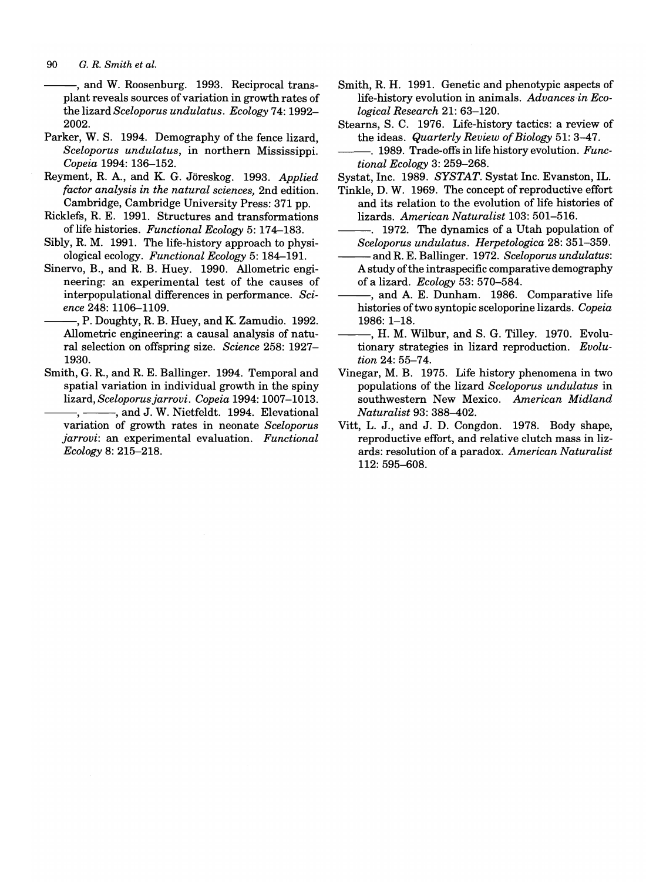———, and W. Roosenburg. 1993. Reciprocal transplant reveals sources of variation in growth rates of the lizard *Sceloporus undulatus*. *Ecology* 74: 1992–2002.

Parker, W. S. 1994. Demography of the fence lizard, *Sceloporus undulatus*, in northern Mississippi. *Copeia* 1994: 136–152.

Reyment, R. A., and K. G. Jöreskog. 1993. *Applied factor analysis in the natural sciences,* 2nd edition. Cambridge, Cambridge University Press: 371 pp.

Ricklefs, R. E. 1991. Structures and transformations of life histories. *Functional Ecology* 5: 174–183.

Sibly, R. M. 1991. The life-history approach to physiological ecology. *Functional Ecology* 5: 184–191.

Sinervo, B., and R. B. Huey. 1990. Allometric engineering: an experimental test of the causes of interpopulational differences in performance. *Science* 248: 1106–1109.

———, P. Doughty, R. B. Huey, and K. Zamudio. 1992. Allometric engineering: a causal analysis of natural selection on offspring size. *Science* 258: 1927–1930.

Smith, G. R., and R. E. Ballinger. 1994. Temporal and spatial variation in individual growth in the spiny lizard, *Sceloporus jarrovi*. *Copeia* 1994: 1007–1013.

———, ———, and J. W. Nietfeldt. 1994. Elevational variation of growth rates in neonate *Sceloporus jarrovi*: an experimental evaluation. *Functional Ecology* 8: 215–218.

Smith, R. H. 1991. Genetic and phenotypic aspects of life-history evolution in animals. *Advances in Ecological Research* 21: 63–120.

Stearns, S. C. 1976. Life-history tactics: a review of the ideas. *Quarterly Review of Biology* 51: 3–47.

———. 1989. Trade-offs in life history evolution. *Functional Ecology* 3: 259–268.

Systat, Inc. 1989. *SYSTAT*. Systat Inc. Evanston, IL.

Tinkle, D. W. 1969. The concept of reproductive effort and its relation to the evolution of life histories of lizards. *American Naturalist* 103: 501–516.

———. 1972. The dynamics of a Utah population of *Sceloporus undulatus*. *Herpetologica* 28: 351–359.

——— and R. E. Ballinger. 1972. *Sceloporus undulatus*: A study of the intraspecific comparative demography of a lizard. *Ecology* 53: 570–584.

———, and A. E. Dunham. 1986. Comparative life histories of two syntopic sceloporine lizards. *Copeia* 1986: 1–18.

———, H. M. Wilbur, and S. G. Tilley. 1970. Evolutionary strategies in lizard reproduction. *Evolution* 24: 55–74.

Vinegar, M. B. 1975. Life history phenomena in two populations of the lizard *Sceloporus undulatus* in southwestern New Mexico. *American Midland Naturalist* 93: 388–402.

Vitt, L. J., and J. D. Congdon. 1978. Body shape, reproductive effort, and relative clutch mass in lizards: resolution of a paradox. *American Naturalist* 112: 595–608.